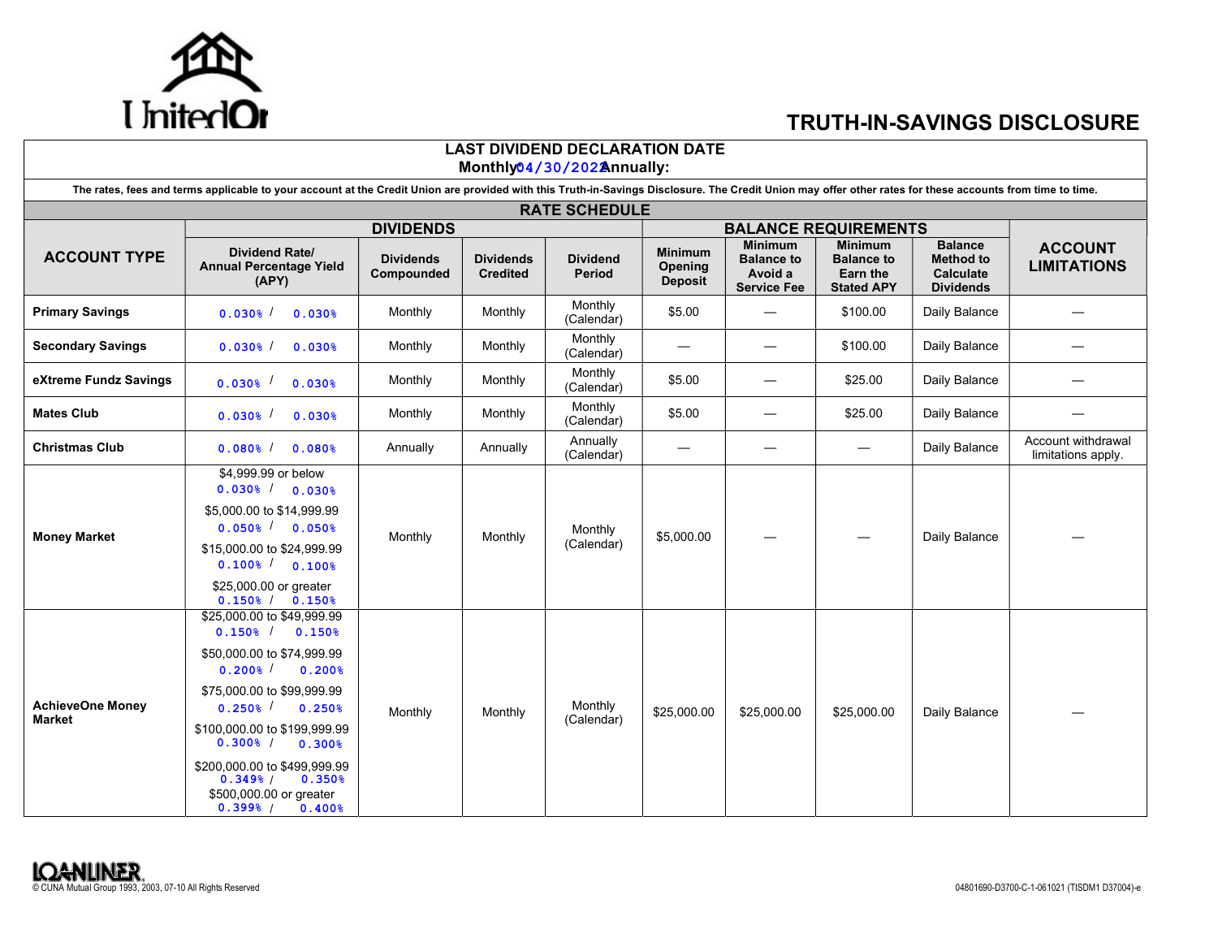UnitedOne

# TRUTH-IN-SAVINGS DISCLOSURE

**LAST DIVIDEND DECLARATION DATE**
**Monthly:** 04/30/2022 **Annually:**

**The rates, fees and terms applicable to your account at the Credit Union are provided with this Truth-in-Savings Disclosure. The Credit Union may offer other rates for these accounts from time to time.**

## RATE SCHEDULE

| ACCOUNT TYPE | DIVIDENDS | | | | BALANCE REQUIREMENTS | | | | ACCOUNT LIMITATIONS |
|---|---|---|---|---|---|---|---|---|---|
| | Dividend Rate/ Annual Percentage Yield (APY) | Dividends Compounded | Dividends Credited | Dividend Period | Minimum Opening Deposit | Minimum Balance to Avoid a Service Fee | Minimum Balance to Earn the Stated APY | Balance Method to Calculate Dividends | |
| **Primary Savings** | 0.030% / 0.030% | Monthly | Monthly | Monthly (Calendar) | $5.00 | — | $100.00 | Daily Balance | — |
| **Secondary Savings** | 0.030% / 0.030% | Monthly | Monthly | Monthly (Calendar) | — | — | $100.00 | Daily Balance | — |
| **eXtreme Fundz Savings** | 0.030% / 0.030% | Monthly | Monthly | Monthly (Calendar) | $5.00 | — | $25.00 | Daily Balance | — |
| **Mates Club** | 0.030% / 0.030% | Monthly | Monthly | Monthly (Calendar) | $5.00 | — | $25.00 | Daily Balance | — |
| **Christmas Club** | 0.080% / 0.080% | Annually | Annually | Annually (Calendar) | — | — | — | Daily Balance | Account withdrawal limitations apply. |
| **Money Market** | $4,999.99 or below 0.030% / 0.030%<br>$5,000.00 to $14,999.99 0.050% / 0.050%<br>$15,000.00 to $24,999.99 0.100% / 0.100%<br>$25,000.00 or greater 0.150% / 0.150% | Monthly | Monthly | Monthly (Calendar) | $5,000.00 | — | — | Daily Balance | — |
| **AchieveOne Money Market** | $25,000.00 to $49,999.99 0.150% / 0.150%<br>$50,000.00 to $74,999.99 0.200% / 0.200%<br>$75,000.00 to $99,999.99 0.250% / 0.250%<br>$100,000.00 to $199,999.99 0.300% / 0.300%<br>$200,000.00 to $499,999.99 0.349% / 0.350%<br>$500,000.00 or greater 0.399% / 0.400% | Monthly | Monthly | Monthly (Calendar) | $25,000.00 | $25,000.00 | $25,000.00 | Daily Balance | — |

LOANLINER
© CUNA Mutual Group 1993, 2003, 07-10 All Rights Reserved

04801690-D3700-C-1-061021 (TISDM1 D37004)-e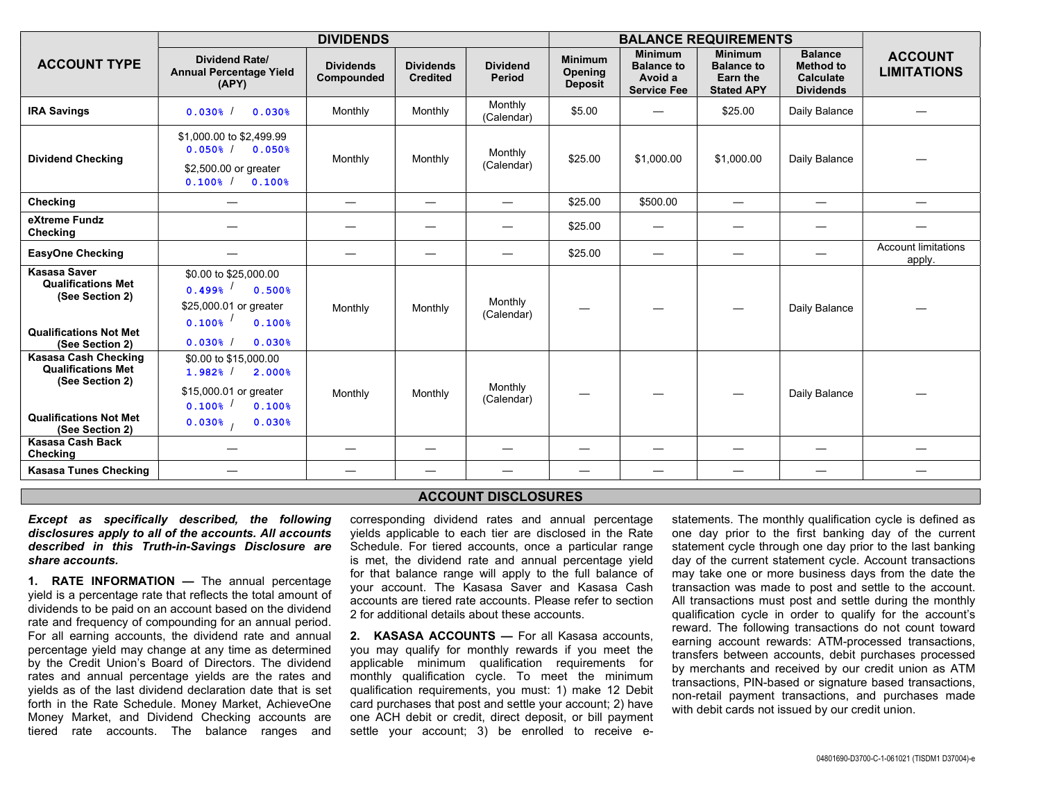| ACCOUNT TYPE | DIVIDENDS | | | | BALANCE REQUIREMENTS | | | | ACCOUNT LIMITATIONS |
|---|---|---|---|---|---|---|---|---|---|
| | Dividend Rate/ Annual Percentage Yield (APY) | Dividends Compounded | Dividends Credited | Dividend Period | Minimum Opening Deposit | Minimum Balance to Avoid a Service Fee | Minimum Balance to Earn the Stated APY | Balance Method to Calculate Dividends | |
| **IRA Savings** | 0.030% / 0.030% | Monthly | Monthly | Monthly (Calendar) | $5.00 | — | $25.00 | Daily Balance | — |
| **Dividend Checking** | $1,000.00 to $2,499.99 0.050% / 0.050% $2,500.00 or greater 0.100% / 0.100% | Monthly | Monthly | Monthly (Calendar) | $25.00 | $1,000.00 | $1,000.00 | Daily Balance | — |
| **Checking** | — | — | — | — | $25.00 | $500.00 | — | — | — |
| **eXtreme Fundz Checking** | — | — | — | — | $25.00 | — | — | — | — |
| **EasyOne Checking** | — | — | — | — | $25.00 | — | — | — | Account limitations apply. |
| **Kasasa Saver Qualifications Met (See Section 2)** **Qualifications Not Met (See Section 2)** | $0.00 to $25,000.00 0.499% / 0.500% $25,000.01 or greater 0.100% / 0.100% 0.030% / 0.030% | Monthly | Monthly | Monthly (Calendar) | — | — | — | Daily Balance | — |
| **Kasasa Cash Checking Qualifications Met (See Section 2)** **Qualifications Not Met (See Section 2)** | $0.00 to $15,000.00 1.982% / 2.000% $15,000.01 or greater 0.100% / 0.100% 0.030% / 0.030% | Monthly | Monthly | Monthly (Calendar) | — | — | — | Daily Balance | — |
| **Kasasa Cash Back Checking** | — | — | — | — | — | — | — | — | — |
| **Kasasa Tunes Checking** | — | — | — | — | — | — | — | — | — |

## ACCOUNT DISCLOSURES

***Except as specifically described, the following disclosures apply to all of the accounts. All accounts described in this Truth-in-Savings Disclosure are share accounts.***

**1. RATE INFORMATION —** The annual percentage yield is a percentage rate that reflects the total amount of dividends to be paid on an account based on the dividend rate and frequency of compounding for an annual period. For all earning accounts, the dividend rate and annual percentage yield may change at any time as determined by the Credit Union's Board of Directors. The dividend rates and annual percentage yields are the rates and yields as of the last dividend declaration date that is set forth in the Rate Schedule. Money Market, AchieveOne Money Market, and Dividend Checking accounts are tiered rate accounts. The balance ranges and corresponding dividend rates and annual percentage yields applicable to each tier are disclosed in the Rate Schedule. For tiered accounts, once a particular range is met, the dividend rate and annual percentage yield for that balance range will apply to the full balance of your account. The Kasasa Saver and Kasasa Cash accounts are tiered rate accounts. Please refer to section 2 for additional details about these accounts.

**2. KASASA ACCOUNTS —** For all Kasasa accounts, you may qualify for monthly rewards if you meet the applicable minimum qualification requirements for monthly qualification cycle. To meet the minimum qualification requirements, you must: 1) make 12 Debit card purchases that post and settle your account; 2) have one ACH debit or credit, direct deposit, or bill payment settle your account; 3) be enrolled to receive e-statements. The monthly qualification cycle is defined as one day prior to the first banking day of the current statement cycle through one day prior to the last banking day of the current statement cycle. Account transactions may take one or more business days from the date the transaction was made to post and settle to the account. All transactions must post and settle during the monthly qualification cycle in order to qualify for the account's reward. The following transactions do not count toward earning account rewards: ATM-processed transactions, transfers between accounts, debit purchases processed by merchants and received by our credit union as ATM transactions, PIN-based or signature based transactions, non-retail payment transactions, and purchases made with debit cards not issued by our credit union.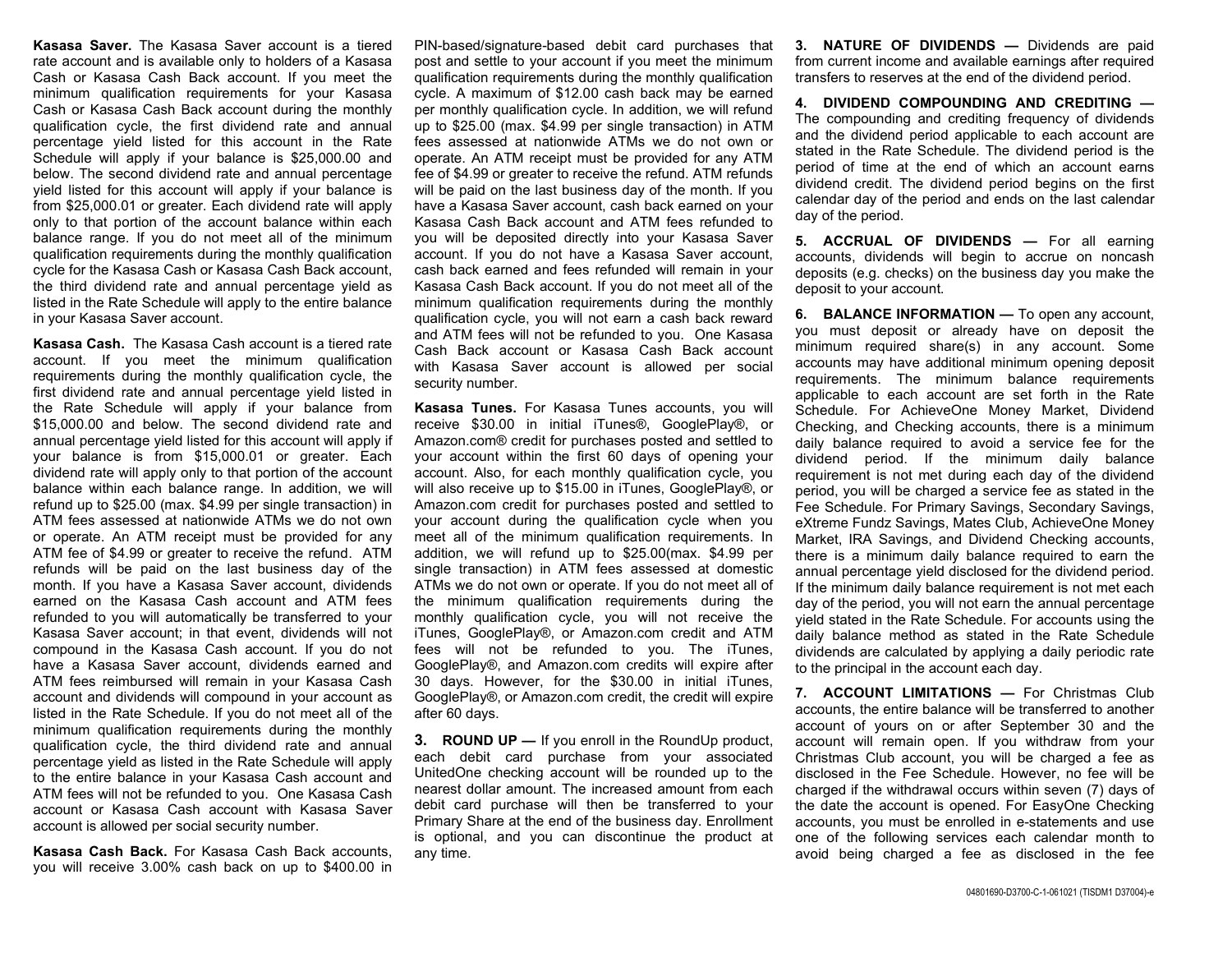**Kasasa Saver.** The Kasasa Saver account is a tiered rate account and is available only to holders of a Kasasa Cash or Kasasa Cash Back account. If you meet the minimum qualification requirements for your Kasasa Cash or Kasasa Cash Back account during the monthly qualification cycle, the first dividend rate and annual percentage yield listed for this account in the Rate Schedule will apply if your balance is $25,000.00 and below. The second dividend rate and annual percentage yield listed for this account will apply if your balance is from $25,000.01 or greater. Each dividend rate will apply only to that portion of the account balance within each balance range. If you do not meet all of the minimum qualification requirements during the monthly qualification cycle for the Kasasa Cash or Kasasa Cash Back account, the third dividend rate and annual percentage yield as listed in the Rate Schedule will apply to the entire balance in your Kasasa Saver account.

**Kasasa Cash.** The Kasasa Cash account is a tiered rate account. If you meet the minimum qualification requirements during the monthly qualification cycle, the first dividend rate and annual percentage yield listed in the Rate Schedule will apply if your balance from $15,000.00 and below. The second dividend rate and annual percentage yield listed for this account will apply if your balance is from $15,000.01 or greater. Each dividend rate will apply only to that portion of the account balance within each balance range. In addition, we will refund up to $25.00 (max. $4.99 per single transaction) in ATM fees assessed at nationwide ATMs we do not own or operate. An ATM receipt must be provided for any ATM fee of $4.99 or greater to receive the refund. ATM refunds will be paid on the last business day of the month. If you have a Kasasa Saver account, dividends earned on the Kasasa Cash account and ATM fees refunded to you will automatically be transferred to your Kasasa Saver account; in that event, dividends will not compound in the Kasasa Cash account. If you do not have a Kasasa Saver account, dividends earned and ATM fees reimbursed will remain in your Kasasa Cash account and dividends will compound in your account as listed in the Rate Schedule. If you do not meet all of the minimum qualification requirements during the monthly qualification cycle, the third dividend rate and annual percentage yield as listed in the Rate Schedule will apply to the entire balance in your Kasasa Cash account and ATM fees will not be refunded to you. One Kasasa Cash account or Kasasa Cash account with Kasasa Saver account is allowed per social security number.

**Kasasa Cash Back.** For Kasasa Cash Back accounts, you will receive 3.00% cash back on up to $400.00 in PIN-based/signature-based debit card purchases that post and settle to your account if you meet the minimum qualification requirements during the monthly qualification cycle. A maximum of $12.00 cash back may be earned per monthly qualification cycle. In addition, we will refund up to $25.00 (max. $4.99 per single transaction) in ATM fees assessed at nationwide ATMs we do not own or operate. An ATM receipt must be provided for any ATM fee of $4.99 or greater to receive the refund. ATM refunds will be paid on the last business day of the month. If you have a Kasasa Saver account, cash back earned on your Kasasa Cash Back account and ATM fees refunded to you will be deposited directly into your Kasasa Saver account. If you do not have a Kasasa Saver account, cash back earned and fees refunded will remain in your Kasasa Cash Back account. If you do not meet all of the minimum qualification requirements during the monthly qualification cycle, you will not earn a cash back reward and ATM fees will not be refunded to you. One Kasasa Cash Back account or Kasasa Cash Back account with Kasasa Saver account is allowed per social security number.

**Kasasa Tunes.** For Kasasa Tunes accounts, you will receive $30.00 in initial iTunes®, GooglePlay®, or Amazon.com® credit for purchases posted and settled to your account within the first 60 days of opening your account. Also, for each monthly qualification cycle, you will also receive up to $15.00 in iTunes, GooglePlay®, or Amazon.com credit for purchases posted and settled to your account during the qualification cycle when you meet all of the minimum qualification requirements. In addition, we will refund up to $25.00(max. $4.99 per single transaction) in ATM fees assessed at domestic ATMs we do not own or operate. If you do not meet all of the minimum qualification requirements during the monthly qualification cycle, you will not receive the iTunes, GooglePlay®, or Amazon.com credit and ATM fees will not be refunded to you. The iTunes, GooglePlay®, and Amazon.com credits will expire after 30 days. However, for the $30.00 in initial iTunes, GooglePlay®, or Amazon.com credit, the credit will expire after 60 days.

**3. ROUND UP —** If you enroll in the RoundUp product, each debit card purchase from your associated UnitedOne checking account will be rounded up to the nearest dollar amount. The increased amount from each debit card purchase will then be transferred to your Primary Share at the end of the business day. Enrollment is optional, and you can discontinue the product at any time.

**3. NATURE OF DIVIDENDS —** Dividends are paid from current income and available earnings after required transfers to reserves at the end of the dividend period.

**4. DIVIDEND COMPOUNDING AND CREDITING —** The compounding and crediting frequency of dividends and the dividend period applicable to each account are stated in the Rate Schedule. The dividend period is the period of time at the end of which an account earns dividend credit. The dividend period begins on the first calendar day of the period and ends on the last calendar day of the period.

**5. ACCRUAL OF DIVIDENDS —** For all earning accounts, dividends will begin to accrue on noncash deposits (e.g. checks) on the business day you make the deposit to your account.

**6. BALANCE INFORMATION —** To open any account, you must deposit or already have on deposit the minimum required share(s) in any account. Some accounts may have additional minimum opening deposit requirements. The minimum balance requirements applicable to each account are set forth in the Rate Schedule. For AchieveOne Money Market, Dividend Checking, and Checking accounts, there is a minimum daily balance required to avoid a service fee for the dividend period. If the minimum daily balance requirement is not met during each day of the dividend period, you will be charged a service fee as stated in the Fee Schedule. For Primary Savings, Secondary Savings, eXtreme Fundz Savings, Mates Club, AchieveOne Money Market, IRA Savings, and Dividend Checking accounts, there is a minimum daily balance required to earn the annual percentage yield disclosed for the dividend period. If the minimum daily balance requirement is not met each day of the period, you will not earn the annual percentage yield stated in the Rate Schedule. For accounts using the daily balance method as stated in the Rate Schedule dividends are calculated by applying a daily periodic rate to the principal in the account each day.

**7. ACCOUNT LIMITATIONS —** For Christmas Club accounts, the entire balance will be transferred to another account of yours on or after September 30 and the account will remain open. If you withdraw from your Christmas Club account, you will be charged a fee as disclosed in the Fee Schedule. However, no fee will be charged if the withdrawal occurs within seven (7) days of the date the account is opened. For EasyOne Checking accounts, you must be enrolled in e-statements and use one of the following services each calendar month to avoid being charged a fee as disclosed in the fee

04801690-D3700-C-1-061021 (TISDM1 D37004)-e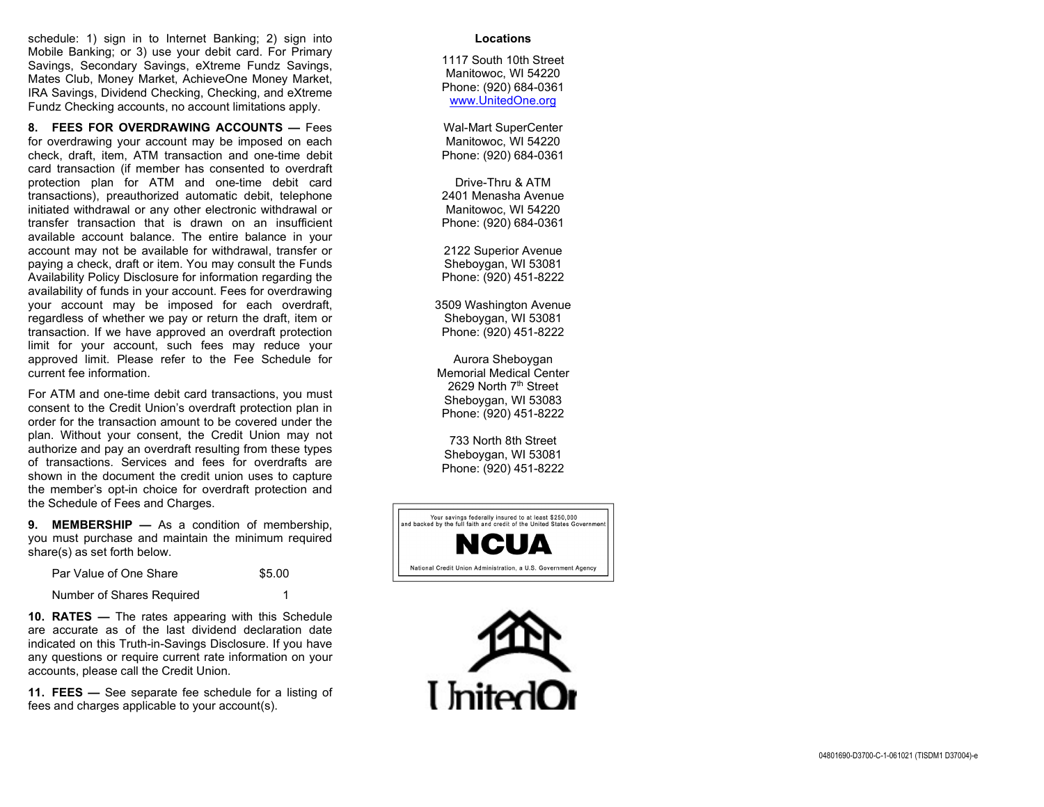schedule: 1) sign in to Internet Banking; 2) sign into Mobile Banking; or 3) use your debit card. For Primary Savings, Secondary Savings, eXtreme Fundz Savings, Mates Club, Money Market, AchieveOne Money Market, IRA Savings, Dividend Checking, Checking, and eXtreme Fundz Checking accounts, no account limitations apply.

**8. FEES FOR OVERDRAWING ACCOUNTS —** Fees for overdrawing your account may be imposed on each check, draft, item, ATM transaction and one-time debit card transaction (if member has consented to overdraft protection plan for ATM and one-time debit card transactions), preauthorized automatic debit, telephone initiated withdrawal or any other electronic withdrawal or transfer transaction that is drawn on an insufficient available account balance. The entire balance in your account may not be available for withdrawal, transfer or paying a check, draft or item. You may consult the Funds Availability Policy Disclosure for information regarding the availability of funds in your account. Fees for overdrawing your account may be imposed for each overdraft, regardless of whether we pay or return the draft, item or transaction. If we have approved an overdraft protection limit for your account, such fees may reduce your approved limit. Please refer to the Fee Schedule for current fee information.

For ATM and one-time debit card transactions, you must consent to the Credit Union's overdraft protection plan in order for the transaction amount to be covered under the plan. Without your consent, the Credit Union may not authorize and pay an overdraft resulting from these types of transactions. Services and fees for overdrafts are shown in the document the credit union uses to capture the member's opt-in choice for overdraft protection and the Schedule of Fees and Charges.

**9. MEMBERSHIP —** As a condition of membership, you must purchase and maintain the minimum required share(s) as set forth below.

| | |
|---|---|
| Par Value of One Share | $5.00 |
| Number of Shares Required | 1 |

**10. RATES —** The rates appearing with this Schedule are accurate as of the last dividend declaration date indicated on this Truth-in-Savings Disclosure. If you have any questions or require current rate information on your accounts, please call the Credit Union.

**11. FEES —** See separate fee schedule for a listing of fees and charges applicable to your account(s).

**Locations**

1117 South 10th Street
Manitowoc, WI 54220
Phone: (920) 684-0361
www.UnitedOne.org

Wal-Mart SuperCenter
Manitowoc, WI 54220
Phone: (920) 684-0361

Drive-Thru & ATM
2401 Menasha Avenue
Manitowoc, WI 54220
Phone: (920) 684-0361

2122 Superior Avenue
Sheboygan, WI 53081
Phone: (920) 451-8222

3509 Washington Avenue
Sheboygan, WI 53081
Phone: (920) 451-8222

Aurora Sheboygan
Memorial Medical Center
2629 North 7th Street
Sheboygan, WI 53083
Phone: (920) 451-8222

733 North 8th Street
Sheboygan, WI 53081
Phone: (920) 451-8222

Your savings federally insured to at least $250,000
and backed by the full faith and credit of the United States Government

NCUA

National Credit Union Administration, a U.S. Government Agency

UnitedOne

04801690-D3700-C-1-061021 (TISDM1 D37004)-e